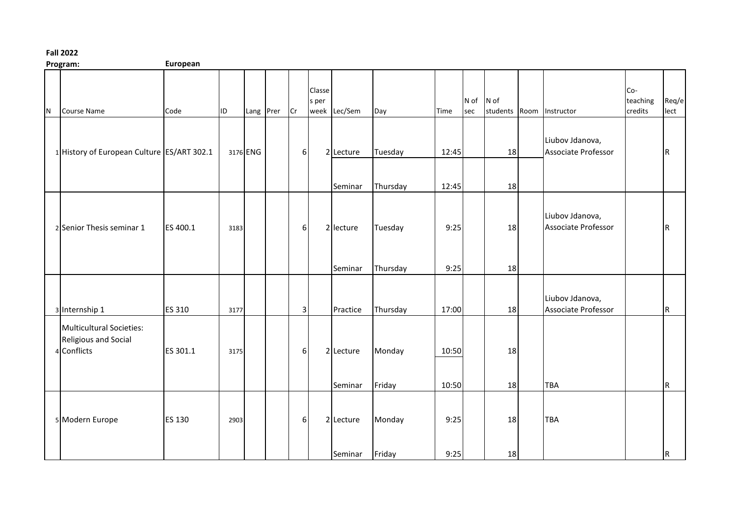**Fall 2022**

**Program:** **European**

| N | Course Name | Code | ID | Lang | Prer | Cr | Classes per week | Lec/Sem | Day | Time | N of sec | N of students | Room | Instructor | Co-teaching credits | Req/elect |
|---|---|---|---|---|---|---|---|---|---|---|---|---|---|---|---|---|
| 1 | History of European Culture | ES/ART 302.1 | 3176 | ENG | | 6 | 2 | Lecture | Tuesday | 12:45 | | 18 | | Liubov Jdanova, Associate Professor | | R |
| | | | | | | | | Seminar | Thursday | 12:45 | | 18 | | | | |
| 2 | Senior Thesis seminar 1 | ES 400.1 | 3183 | | | 6 | 2 | lecture | Tuesday | 9:25 | | 18 | | Liubov Jdanova, Associate Professor | | R |
| | | | | | | | | Seminar | Thursday | 9:25 | | 18 | | | | |
| 3 | Internship 1 | ES 310 | 3177 | | | 3 | | Practice | Thursday | 17:00 | | 18 | | Liubov Jdanova, Associate Professor | | R |
| 4 | Multicultural Societies: Religious and Social Conflicts | ES 301.1 | 3175 | | | 6 | 2 | Lecture | Monday | 10:50 | | 18 | | | | |
| | | | | | | | | Seminar | Friday | 10:50 | | 18 | | TBA | | R |
| 5 | Modern Europe | ES 130 | 2903 | | | 6 | 2 | Lecture | Monday | 9:25 | | 18 | | TBA | | |
| | | | | | | | | Seminar | Friday | 9:25 | | 18 | | | | R |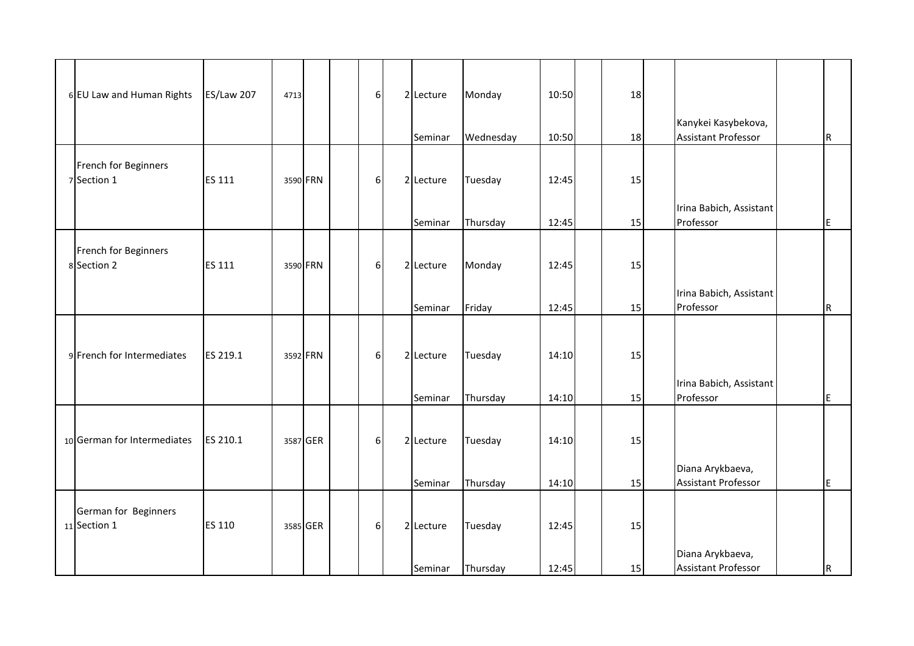| | | | | | | | | | | | | | | | | | |
|---|---|---|---|---|---|---|---|---|---|---|---|---|---|---|---|---|---|
| 6 | EU Law and Human Rights | ES/Law 207 | 4713 | | | 6 | 2 | Lecture | Monday | 10:50 | | 18 | | | | | |
| | | | | | | | | Seminar | Wednesday | 10:50 | | 18 | | Kanykei Kasybekova, Assistant Professor | | R |
| 7 | French for Beginners Section 1 | ES 111 | 3590 | FRN | | 6 | 2 | Lecture | Tuesday | 12:45 | | 15 | | | | | |
| | | | | | | | | Seminar | Thursday | 12:45 | | 15 | | Irina Babich, Assistant Professor | | E |
| 8 | French for Beginners Section 2 | ES 111 | 3590 | FRN | | 6 | 2 | Lecture | Monday | 12:45 | | 15 | | | | | |
| | | | | | | | | Seminar | Friday | 12:45 | | 15 | | Irina Babich, Assistant Professor | | R |
| 9 | French for Intermediates | ES 219.1 | 3592 | FRN | | 6 | 2 | Lecture | Tuesday | 14:10 | | 15 | | | | | |
| | | | | | | | | Seminar | Thursday | 14:10 | | 15 | | Irina Babich, Assistant Professor | | E |
| 10 | German for Intermediates | ES 210.1 | 3587 | GER | | 6 | 2 | Lecture | Tuesday | 14:10 | | 15 | | | | | |
| | | | | | | | | Seminar | Thursday | 14:10 | | 15 | | Diana Arykbaeva, Assistant Professor | | E |
| 11 | German for Beginners Section 1 | ES 110 | 3585 | GER | | 6 | 2 | Lecture | Tuesday | 12:45 | | 15 | | | | | |
| | | | | | | | | Seminar | Thursday | 12:45 | | 15 | | Diana Arykbaeva, Assistant Professor | | R |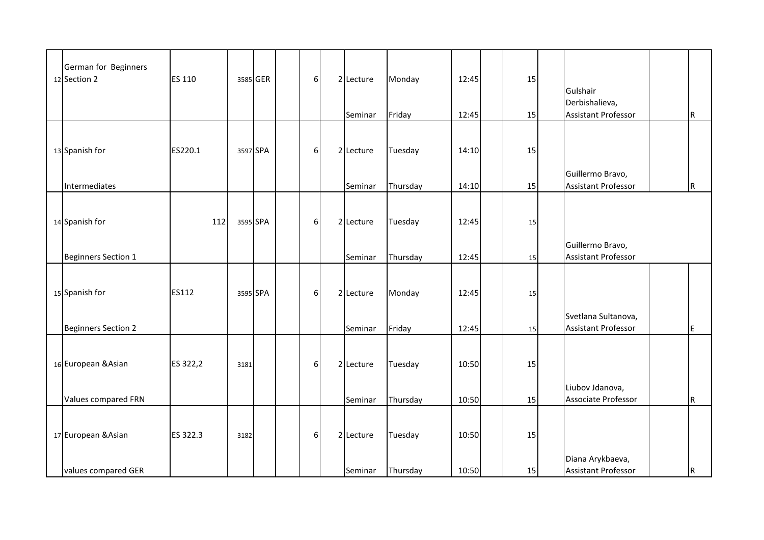| | | | | | | | | | | | | | | | | |
|---|---|---|---|---|---|---|---|---|---|---|---|---|---|---|---|---|
| 12 | German for Beginners Section 2 | ES 110 | 3585 | GER | | 6 | 2 | Lecture | Monday | 12:45 | | 15 | | Gulshair Derbishalieva, Assistant Professor | | R |
| | | | | | | | | Seminar | Friday | 12:45 | | 15 | | | | |
| 13 | Spanish for Intermediates | ES220.1 | 3597 | SPA | | 6 | 2 | Lecture | Tuesday | 14:10 | | 15 | | Guillermo Bravo, Assistant Professor | | R |
| | | | | | | | | Seminar | Thursday | 14:10 | | 15 | | | | |
| 14 | Spanish for Beginners Section 1 | 112 | 3595 | SPA | | 6 | 2 | Lecture | Tuesday | 12:45 | | 15 | | Guillermo Bravo, Assistant Professor | | |
| | | | | | | | | Seminar | Thursday | 12:45 | | 15 | | | | |
| 15 | Spanish for Beginners Section 2 | ES112 | 3595 | SPA | | 6 | 2 | Lecture | Monday | 12:45 | | 15 | | Svetlana Sultanova, Assistant Professor | | E |
| | | | | | | | | Seminar | Friday | 12:45 | | 15 | | | | |
| 16 | European &Asian Values compared FRN | ES 322,2 | 3181 | | | 6 | 2 | Lecture | Tuesday | 10:50 | | 15 | | Liubov Jdanova, Associate Professor | | R |
| | | | | | | | | Seminar | Thursday | 10:50 | | 15 | | | | |
| 17 | European &Asian values compared GER | ES 322.3 | 3182 | | | 6 | 2 | Lecture | Tuesday | 10:50 | | 15 | | Diana Arykbaeva, Assistant Professor | | R |
| | | | | | | | | Seminar | Thursday | 10:50 | | 15 | | | | |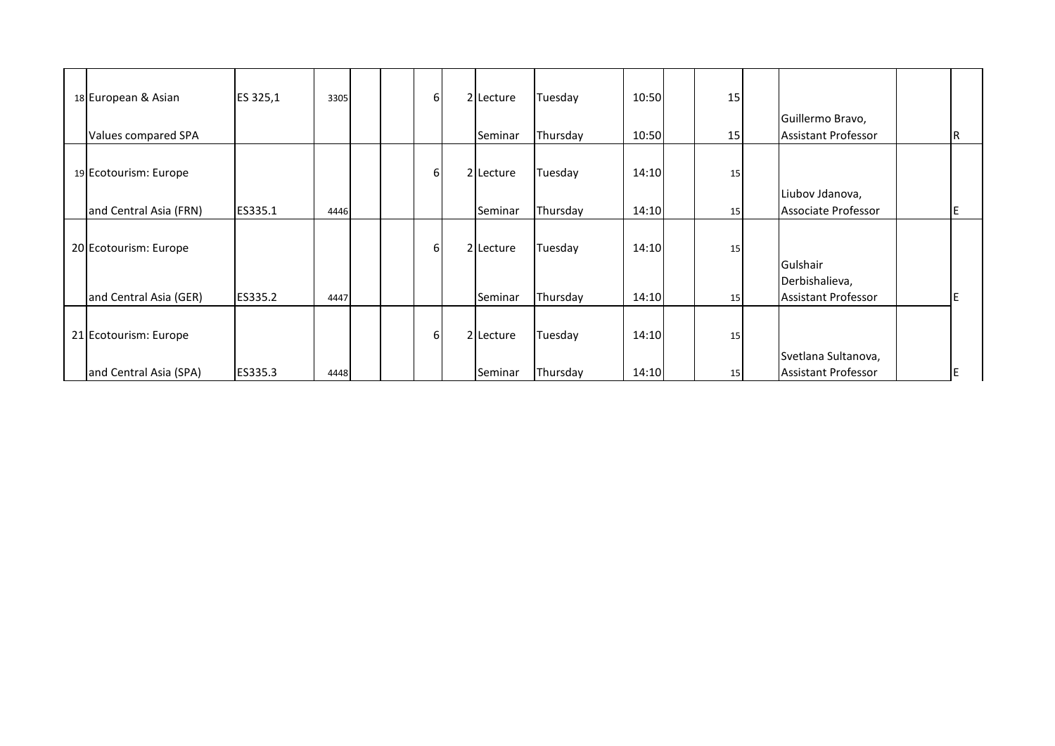| | | | | | | | | | | | | | | | | |
|---|---|---|---|---|---|---|---|---|---|---|---|---|---|---|---|---|
| 18 | European & Asian | ES 325,1 | 3305 | | | 6 | 2 | Lecture | Tuesday | 10:50 | | 15 | | | | |
| | Values compared SPA | | | | | | | Seminar | Thursday | 10:50 | | 15 | | Guillermo Bravo, Assistant Professor | | R |
| 19 | Ecotourism: Europe | | | | | 6 | 2 | Lecture | Tuesday | 14:10 | | 15 | | | | |
| | and Central Asia (FRN) | ES335.1 | 4446 | | | | | Seminar | Thursday | 14:10 | | 15 | | Liubov Jdanova, Associate Professor | | E |
| 20 | Ecotourism: Europe | | | | | 6 | 2 | Lecture | Tuesday | 14:10 | | 15 | | | | |
| | and Central Asia (GER) | ES335.2 | 4447 | | | | | Seminar | Thursday | 14:10 | | 15 | | Gulshair Derbishalieva, Assistant Professor | | E |
| 21 | Ecotourism: Europe | | | | | 6 | 2 | Lecture | Tuesday | 14:10 | | 15 | | | | |
| | and Central Asia (SPA) | ES335.3 | 4448 | | | | | Seminar | Thursday | 14:10 | | 15 | | Svetlana Sultanova, Assistant Professor | | E |